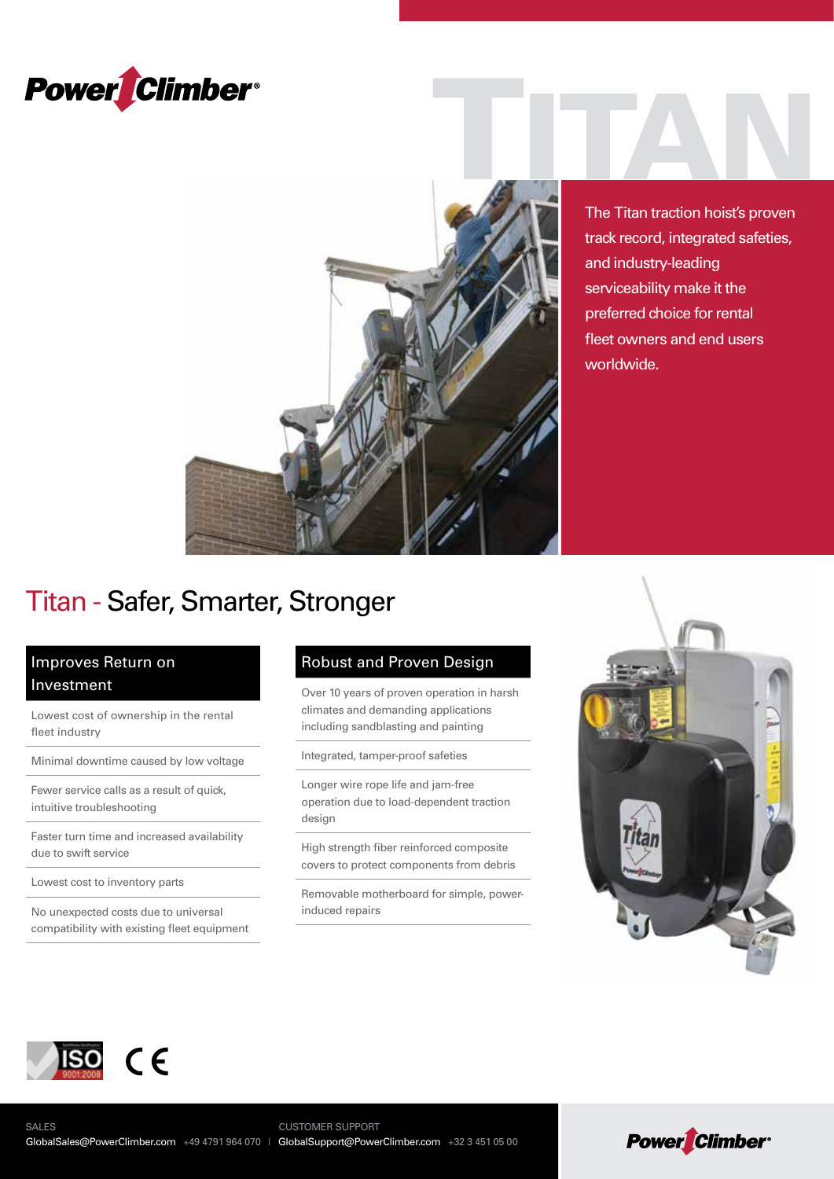# TITAN

The Titan traction hoist's proven track record, integrated safeties, and industry-leading serviceability make it the preferred choice for rental fleet owners and end users worldwide.

## Titan - Safer, Smarter, Stronger

### Improves Return on Investment

- Lowest cost of ownership in the rental fleet industry
- Minimal downtime caused by low voltage
- Fewer service calls as a result of quick, intuitive troubleshooting
- Faster turn time and increased availability due to swift service
- Lowest cost to inventory parts
- No unexpected costs due to universal compatibility with existing fleet equipment

### Robust and Proven Design

- Over 10 years of proven operation in harsh climates and demanding applications including sandblasting and painting
- Integrated, tamper-proof safeties
- Longer wire rope life and jam-free operation due to load-dependent traction design
- High strength fiber reinforced composite covers to protect components from debris
- Removable motherboard for simple, power-induced repairs

ISO 9001:2008 CE

SALES
GlobalSales@PowerClimber.com +49 4791 964 070 | CUSTOMER SUPPORT
GlobalSupport@PowerClimber.com +32 3 451 05 00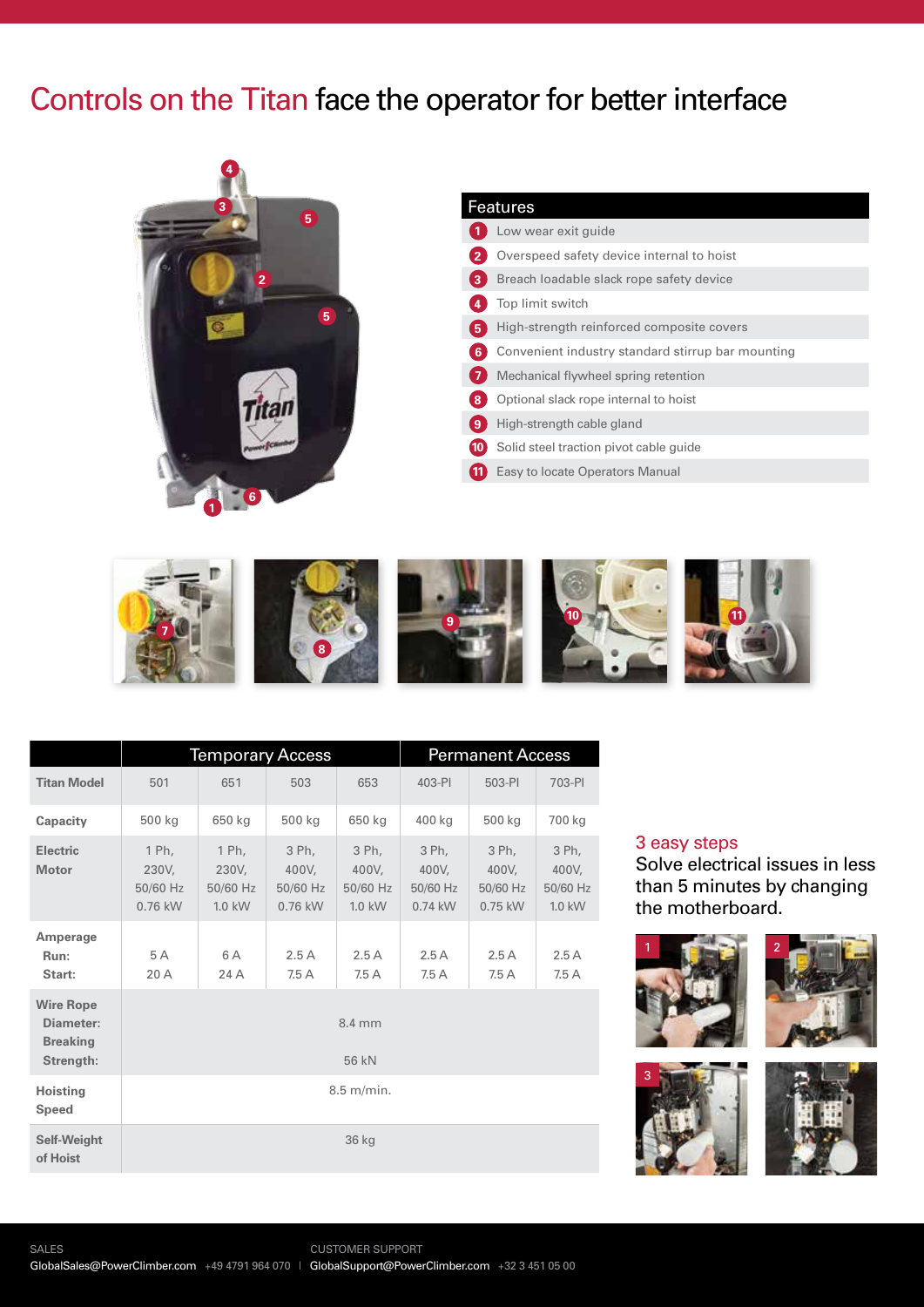# Controls on the Titan face the operator for better interface

| Features |
| --- |
| 1 Low wear exit guide |
| 2 Overspeed safety device internal to hoist |
| 3 Breach loadable slack rope safety device |
| 4 Top limit switch |
| 5 High-strength reinforced composite covers |
| 6 Convenient industry standard stirrup bar mounting |
| 7 Mechanical flywheel spring retention |
| 8 Optional slack rope internal to hoist |
| 9 High-strength cable gland |
| 10 Solid steel traction pivot cable guide |
| 11 Easy to locate Operators Manual |

| | Temporary Access | | | | Permanent Access | | |
| --- | --- | --- | --- | --- | --- | --- | --- |
| **Titan Model** | 501 | 651 | 503 | 653 | 403-PI | 503-PI | 703-PI |
| **Capacity** | 500 kg | 650 kg | 500 kg | 650 kg | 400 kg | 500 kg | 700 kg |
| **Electric Motor** | 1 Ph, 230V, 50/60 Hz 0.76 kW | 1 Ph, 230V, 50/60 Hz 1.0 kW | 3 Ph, 400V, 50/60 Hz 0.76 kW | 3 Ph, 400V, 50/60 Hz 1.0 kW | 3 Ph, 400V, 50/60 Hz 0.74 kW | 3 Ph, 400V, 50/60 Hz 0.75 kW | 3 Ph, 400V, 50/60 Hz 1.0 kW |
| **Amperage Run: Start:** | 5 A 20 A | 6 A 24 A | 2.5 A 7.5 A | 2.5 A 7.5 A | 2.5 A 7.5 A | 2.5 A 7.5 A | 2.5 A 7.5 A |
| **Wire Rope Diameter: Breaking Strength:** | 8.4 mm 56 kN | | | | | | |
| **Hoisting Speed** | 8.5 m/min. | | | | | | |
| **Self-Weight of Hoist** | 36 kg | | | | | | |

## 3 easy steps

Solve electrical issues in less than 5 minutes by changing the motherboard.

1

2

3

SALES
GlobalSales@PowerClimber.com +49 4791 964 070 | CUSTOMER SUPPORT
GlobalSupport@PowerClimber.com +32 3 451 05 00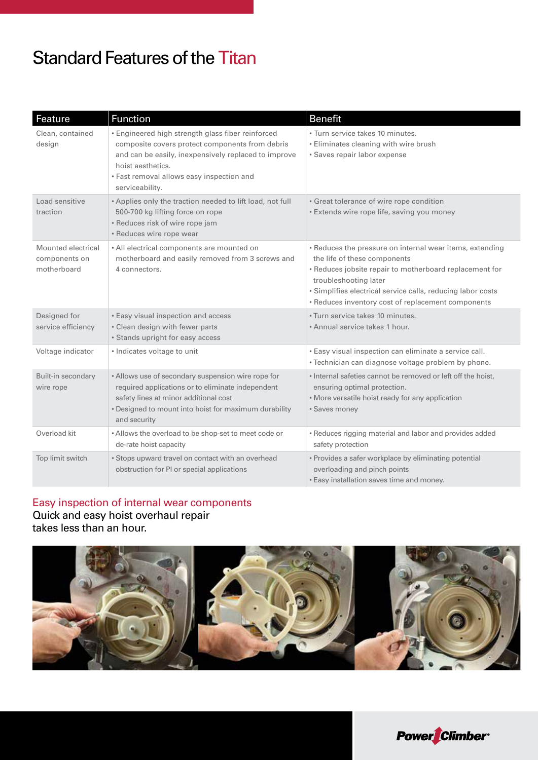# Standard Features of the Titan

| Feature | Function | Benefit |
|---|---|---|
| Clean, contained design | • Engineered high strength glass fiber reinforced composite covers protect components from debris and can be easily, inexpensively replaced to improve hoist aesthetics.<br>• Fast removal allows easy inspection and serviceability. | • Turn service takes 10 minutes.<br>• Eliminates cleaning with wire brush<br>• Saves repair labor expense |
| Load sensitive traction | • Applies only the traction needed to lift load, not full 500-700 kg lifting force on rope<br>• Reduces risk of wire rope jam<br>• Reduces wire rope wear | • Great tolerance of wire rope condition<br>• Extends wire rope life, saving you money |
| Mounted electrical components on motherboard | • All electrical components are mounted on motherboard and easily removed from 3 screws and 4 connectors. | • Reduces the pressure on internal wear items, extending the life of these components<br>• Reduces jobsite repair to motherboard replacement for troubleshooting later<br>• Simplifies electrical service calls, reducing labor costs<br>• Reduces inventory cost of replacement components |
| Designed for service efficiency | • Easy visual inspection and access<br>• Clean design with fewer parts<br>• Stands upright for easy access | • Turn service takes 10 minutes.<br>• Annual service takes 1 hour. |
| Voltage indicator | • Indicates voltage to unit | • Easy visual inspection can eliminate a service call.<br>• Technician can diagnose voltage problem by phone. |
| Built-in secondary wire rope | • Allows use of secondary suspension wire rope for required applications or to eliminate independent safety lines at minor additional cost<br>• Designed to mount into hoist for maximum durability and security | • Internal safeties cannot be removed or left off the hoist, ensuring optimal protection.<br>• More versatile hoist ready for any application<br>• Saves money |
| Overload kit | • Allows the overload to be shop-set to meet code or de-rate hoist capacity | • Reduces rigging material and labor and provides added safety protection |
| Top limit switch | • Stops upward travel on contact with an overhead obstruction for PI or special applications | • Provides a safer workplace by eliminating potential overloading and pinch points<br>• Easy installation saves time and money. |

## Easy inspection of internal wear components

Quick and easy hoist overhaul repair takes less than an hour.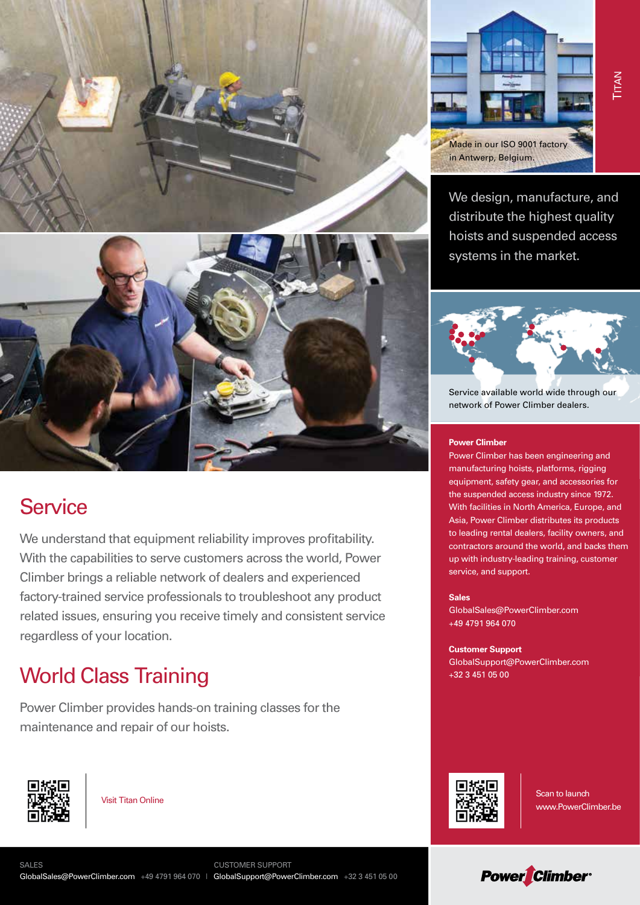TITAN

Made in our ISO 9001 factory in Antwerp, Belgium.

We design, manufacture, and distribute the highest quality hoists and suspended access systems in the market.

Service available world wide through our network of Power Climber dealers.

## Service

We understand that equipment reliability improves profitability. With the capabilities to serve customers across the world, Power Climber brings a reliable network of dealers and experienced factory-trained service professionals to troubleshoot any product related issues, ensuring you receive timely and consistent service regardless of your location.

## World Class Training

Power Climber provides hands-on training classes for the maintenance and repair of our hoists.

Visit Titan Online

**Power Climber**

Power Climber has been engineering and manufacturing hoists, platforms, rigging equipment, safety gear, and accessories for the suspended access industry since 1972. With facilities in North America, Europe, and Asia, Power Climber distributes its products to leading rental dealers, facility owners, and contractors around the world, and backs them up with industry-leading training, customer service, and support.

**Sales**
GlobalSales@PowerClimber.com
+49 4791 964 070

**Customer Support**
GlobalSupport@PowerClimber.com
+32 3 451 05 00

Scan to launch www.PowerClimber.be

SALES
GlobalSales@PowerClimber.com +49 4791 964 070 | CUSTOMER SUPPORT
GlobalSupport@PowerClimber.com +32 3 451 05 00

Power Climber